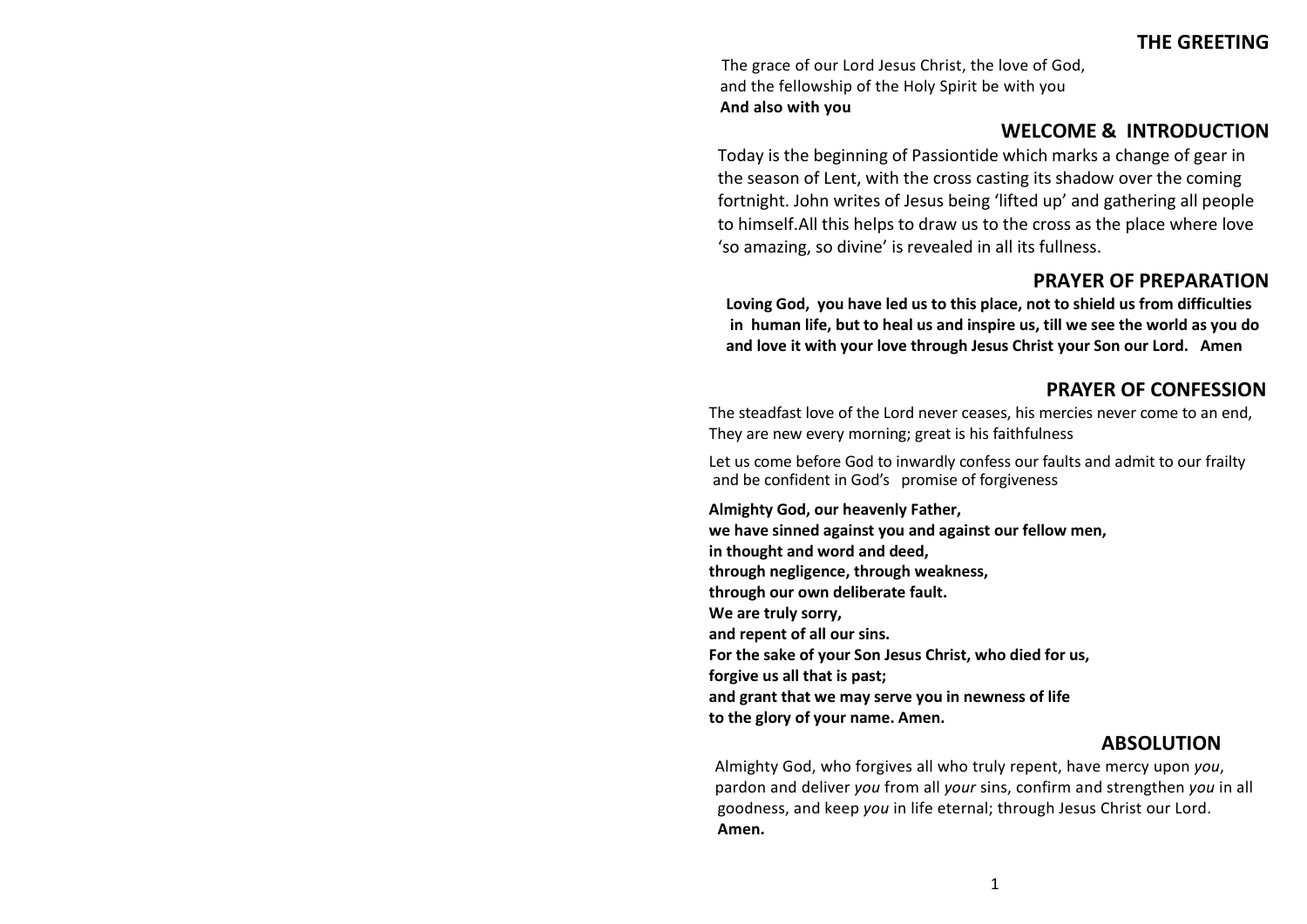## THE GREETING

The grace of our Lord Jesus Christ, the love of God,
and the fellowship of the Holy Spirit be with you
**And also with you**

## WELCOME & INTRODUCTION

Today is the beginning of Passiontide which marks a change of gear in the season of Lent, with the cross casting its shadow over the coming fortnight. John writes of Jesus being 'lifted up' and gathering all people to himself.All this helps to draw us to the cross as the place where love 'so amazing, so divine' is revealed in all its fullness.

## PRAYER OF PREPARATION

**Loving God, you have led us to this place, not to shield us from difficulties in human life, but to heal us and inspire us, till we see the world as you do and love it with your love through Jesus Christ your Son our Lord. Amen**

## PRAYER OF CONFESSION

The steadfast love of the Lord never ceases, his mercies never come to an end,
They are new every morning; great is his faithfulness

Let us come before God to inwardly confess our faults and admit to our frailty and be confident in God's promise of forgiveness

**Almighty God, our heavenly Father,**
**we have sinned against you and against our fellow men,**
**in thought and word and deed,**
**through negligence, through weakness,**
**through our own deliberate fault.**
**We are truly sorry,**
**and repent of all our sins.**
**For the sake of your Son Jesus Christ, who died for us,**
**forgive us all that is past;**
**and grant that we may serve you in newness of life**
**to the glory of your name. Amen.**

## ABSOLUTION

Almighty God, who forgives all who truly repent, have mercy upon *you*, pardon and deliver *you* from all *your* sins, confirm and strengthen *you* in all goodness, and keep *you* in life eternal; through Jesus Christ our Lord.
**Amen.**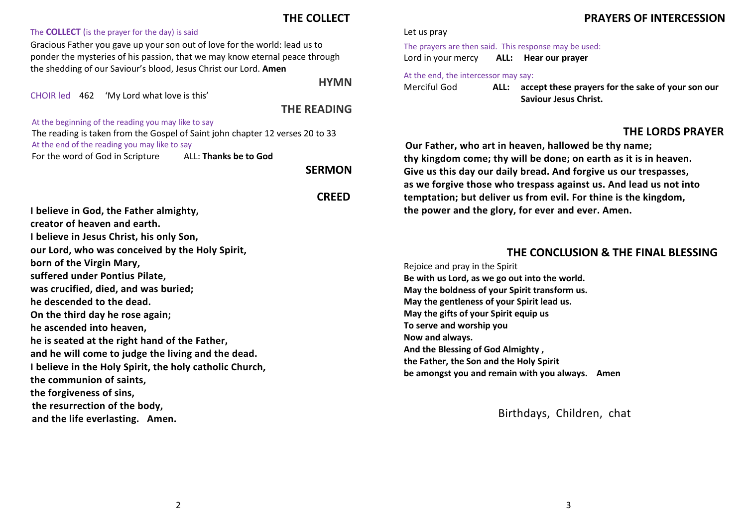## THE COLLECT

The **COLLECT** (is the prayer for the day) is said

Gracious Father you gave up your son out of love for the world: lead us to ponder the mysteries of his passion, that we may know eternal peace through the shedding of our Saviour's blood, Jesus Christ our Lord. **Amen**

## HYMN

CHOIR led 462 'My Lord what love is this'

## THE READING

At the beginning of the reading you may like to say

The reading is taken from the Gospel of Saint john chapter 12 verses 20 to 33

At the end of the reading you may like to say

For the word of God in Scripture ALL: **Thanks be to God**

## SERMON

## CREED

**I believe in God, the Father almighty,**
**creator of heaven and earth.**
**I believe in Jesus Christ, his only Son,**
**our Lord, who was conceived by the Holy Spirit,**
**born of the Virgin Mary,**
**suffered under Pontius Pilate,**
**was crucified, died, and was buried;**
**he descended to the dead.**
**On the third day he rose again;**
**he ascended into heaven,**
**he is seated at the right hand of the Father,**
**and he will come to judge the living and the dead.**
**I believe in the Holy Spirit, the holy catholic Church,**
**the communion of saints,**
**the forgiveness of sins,**
**the resurrection of the body,**
**and the life everlasting. Amen.**

## PRAYERS OF INTERCESSION

Let us pray

The prayers are then said. This response may be used:

Lord in your mercy **ALL: Hear our prayer**

At the end, the intercessor may say:

Merciful God **ALL: accept these prayers for the sake of your son our Saviour Jesus Christ.**

## THE LORDS PRAYER

**Our Father, who art in heaven, hallowed be thy name;**
**thy kingdom come; thy will be done; on earth as it is in heaven.**
**Give us this day our daily bread. And forgive us our trespasses,**
**as we forgive those who trespass against us. And lead us not into**
**temptation; but deliver us from evil. For thine is the kingdom,**
**the power and the glory, for ever and ever. Amen.**

## THE CONCLUSION & THE FINAL BLESSING

Rejoice and pray in the Spirit
**Be with us Lord, as we go out into the world.**
**May the boldness of your Spirit transform us.**
**May the gentleness of your Spirit lead us.**
**May the gifts of your Spirit equip us**
**To serve and worship you**
**Now and always.**
**And the Blessing of God Almighty ,**
**the Father, the Son and the Holy Spirit**
**be amongst you and remain with you always. Amen**

Birthdays, Children, chat